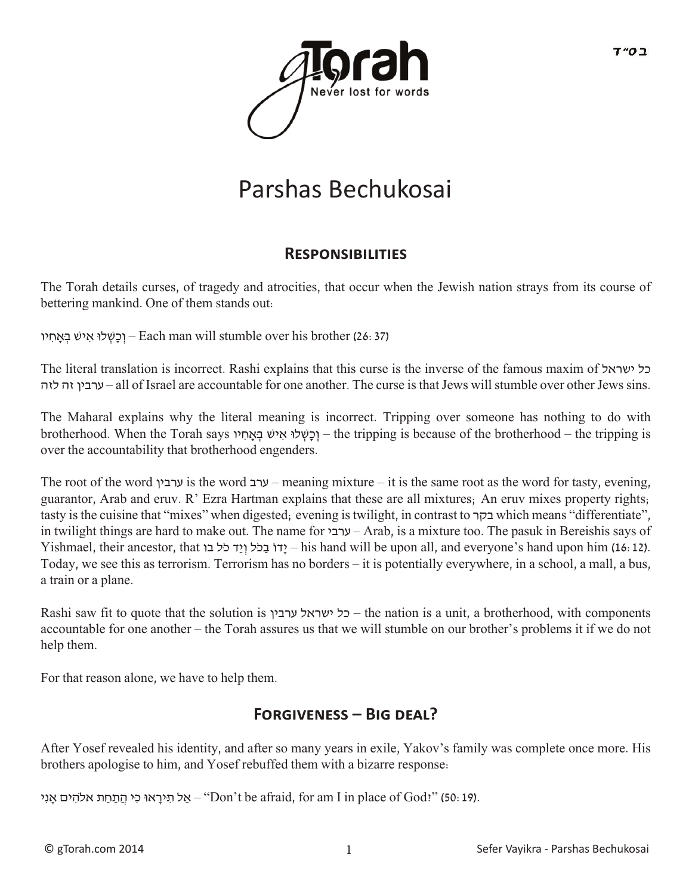# Parshas Bechukosai

## Responsibilities

The Torah details curses, of tragedy and atrocities, that occur when the Jewish nation strays from its course of bettering mankind. One of them stands out:

וְכָשְׁלוּ אִישׁ בְּאָחִיו – Each man will stumble over his brother (26:37)

The literal translation is incorrect. Rashi explains that this curse is the inverse of the famous maxim of כל ישראל ערבין זה לזה – all of Israel are accountable for one another. The curse is that Jews will stumble over other Jews sins.

The Maharal explains why the literal meaning is incorrect. Tripping over someone has nothing to do with brotherhood. When the Torah says וְכָשְׁלוּ אִישׁ בְּאָחִיו – the tripping is because of the brotherhood – the tripping is over the accountability that brotherhood engenders.

The root of the word ערבין is the word ערב – meaning mixture – it is the same root as the word for tasty, evening, guarantor, Arab and eruv. R' Ezra Hartman explains that these are all mixtures; An eruv mixes property rights; tasty is the cuisine that "mixes" when digested; evening is twilight, in contrast to בקר which means "differentiate", in twilight things are hard to make out. The name for ערבי – Arab, is a mixture too. The pasuk in Bereishis says of Yishmael, their ancestor, that יָדוֹ בַכֹּל וְיַד כֹּל בּוֹ – his hand will be upon all, and everyone's hand upon him (16:12). Today, we see this as terrorism. Terrorism has no borders – it is potentially everywhere, in a school, a mall, a bus, a train or a plane.

Rashi saw fit to quote that the solution is כל ישראל ערבין – the nation is a unit, a brotherhood, with components accountable for one another – the Torah assures us that we will stumble on our brother's problems it if we do not help them.

For that reason alone, we have to help them.

## Forgiveness – Big deal?

After Yosef revealed his identity, and after so many years in exile, Yakov's family was complete once more. His brothers apologise to him, and Yosef rebuffed them with a bizarre response:

אַל תִּירָאוּ כִּי הֲתַחַת אלֹהִים אָנִי – "Don't be afraid, for am I in place of God?" (50:19).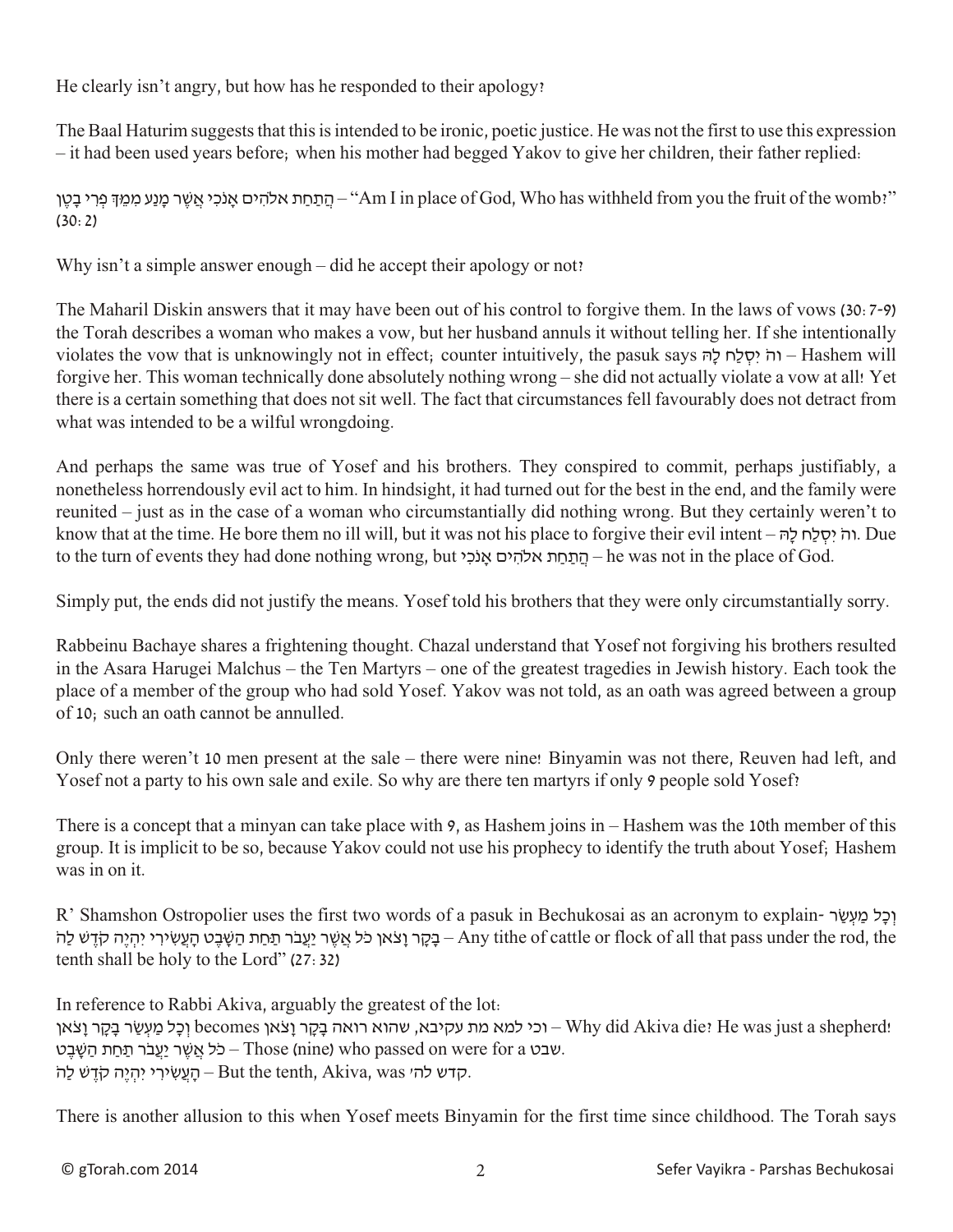He clearly isn't angry, but how has he responded to their apology?

The Baal Haturim suggests that this is intended to be ironic, poetic justice. He was not the first to use this expression – it had been used years before; when his mother had begged Yakov to give her children, their father replied:

הֲתַחַת אלהִים אָנֹכִי אֲשֶׁר מָנַע מִמֵּךְ פְּרִי בָטֶן – "Am I in place of God, Who has withheld from you the fruit of the womb?" (30:2)

Why isn't a simple answer enough – did he accept their apology or not?

The Maharil Diskin answers that it may have been out of his control to forgive them. In the laws of vows (30:7-9) the Torah describes a woman who makes a vow, but her husband annuls it without telling her. If she intentionally violates the vow that is unknowingly not in effect; counter intuitively, the pasuk says וה׳ יִסְלַח לָהּ – Hashem will forgive her. This woman technically done absolutely nothing wrong – she did not actually violate a vow at all! Yet there is a certain something that does not sit well. The fact that circumstances fell favourably does not detract from what was intended to be a wilful wrongdoing.

And perhaps the same was true of Yosef and his brothers. They conspired to commit, perhaps justifiably, a nonetheless horrendously evil act to him. In hindsight, it had turned out for the best in the end, and the family were reunited – just as in the case of a woman who circumstantially did nothing wrong. But they certainly weren't to know that at the time. He bore them no ill will, but it was not his place to forgive their evil intent – וה׳ יִסְלַח לָהּ. Due to the turn of events they had done nothing wrong, but הֲתַחַת אלהִים אָנֹכִי – he was not in the place of God.

Simply put, the ends did not justify the means. Yosef told his brothers that they were only circumstantially sorry.

Rabbeinu Bachaye shares a frightening thought. Chazal understand that Yosef not forgiving his brothers resulted in the Asara Harugei Malchus – the Ten Martyrs – one of the greatest tragedies in Jewish history. Each took the place of a member of the group who had sold Yosef. Yakov was not told, as an oath was agreed between a group of 10; such an oath cannot be annulled.

Only there weren't 10 men present at the sale – there were nine! Binyamin was not there, Reuven had left, and Yosef not a party to his own sale and exile. So why are there ten martyrs if only 9 people sold Yosef?

There is a concept that a minyan can take place with 9, as Hashem joins in – Hashem was the 10th member of this group. It is implicit to be so, because Yakov could not use his prophecy to identify the truth about Yosef; Hashem was in on it.

R' Shamshon Ostropolier uses the first two words of a pasuk in Bechukosai as an acronym to explain- וְכָל מַעְשַׂר בָּקָר וָצֹאן כֹּל אֲשֶׁר יַעֲבֹר תַּחַת הַשָּׁבֶט הָעֲשִׂירִי יִהְיֶה קֹּדֶשׁ לַה׳ – Any tithe of cattle or flock of all that pass under the rod, the tenth shall be holy to the Lord" (27:32)

In reference to Rabbi Akiva, arguably the greatest of the lot:
וְכָל מַעְשַׂר בָּקָר וָצֹאן becomes וכי למא מת עקיבא, שהוא רואה בָּקָר וָצֹאן – Why did Akiva die? He was just a shepherd!
כֹּל אֲשֶׁר יַעֲבֹר תַּחַת הַשָּׁבֶט – Those (nine) who passed on were for a שבט.
הָעֲשִׂירִי יִהְיֶה קֹּדֶשׁ לַה׳ – But the tenth, Akiva, was קדש להי.

There is another allusion to this when Yosef meets Binyamin for the first time since childhood. The Torah says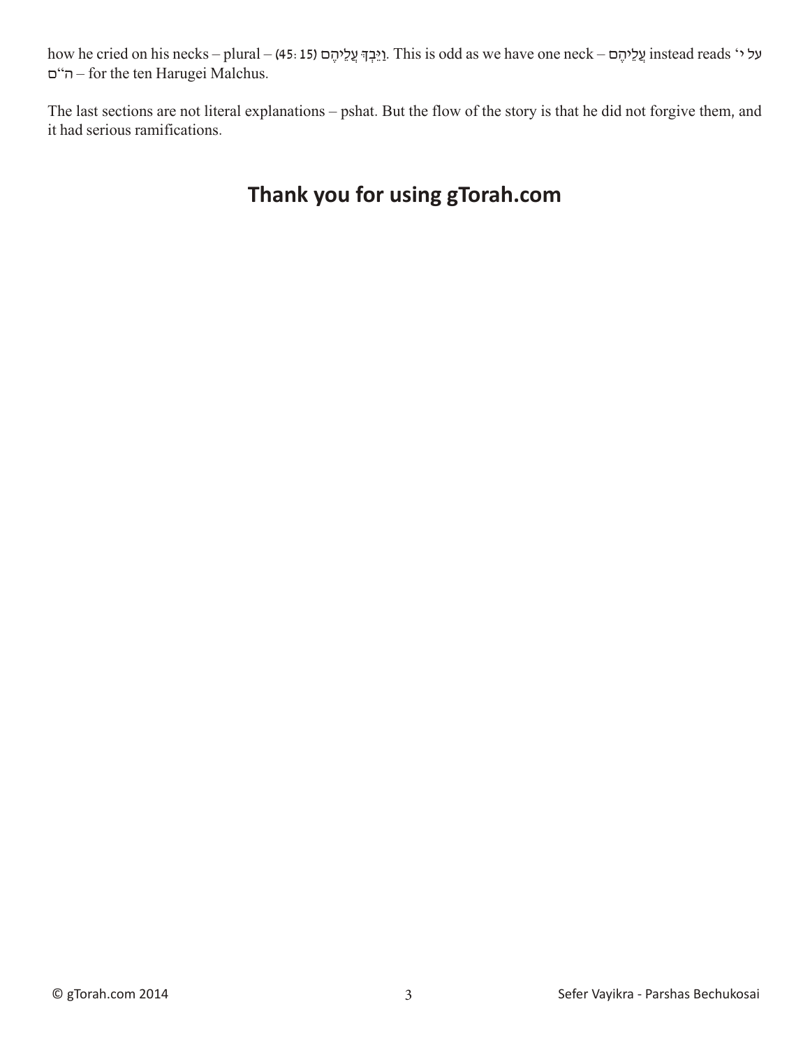how he cried on his necks – plural – (45: 15) וַיֵּבְךְּ עֲלֵיהֶם. This is odd as we have one neck – עֲלֵיהֶם instead reads 'על י' ה"ם – for the ten Harugei Malchus.

The last sections are not literal explanations – pshat. But the flow of the story is that he did not forgive them, and it had serious ramifications.

## Thank you for using gTorah.com